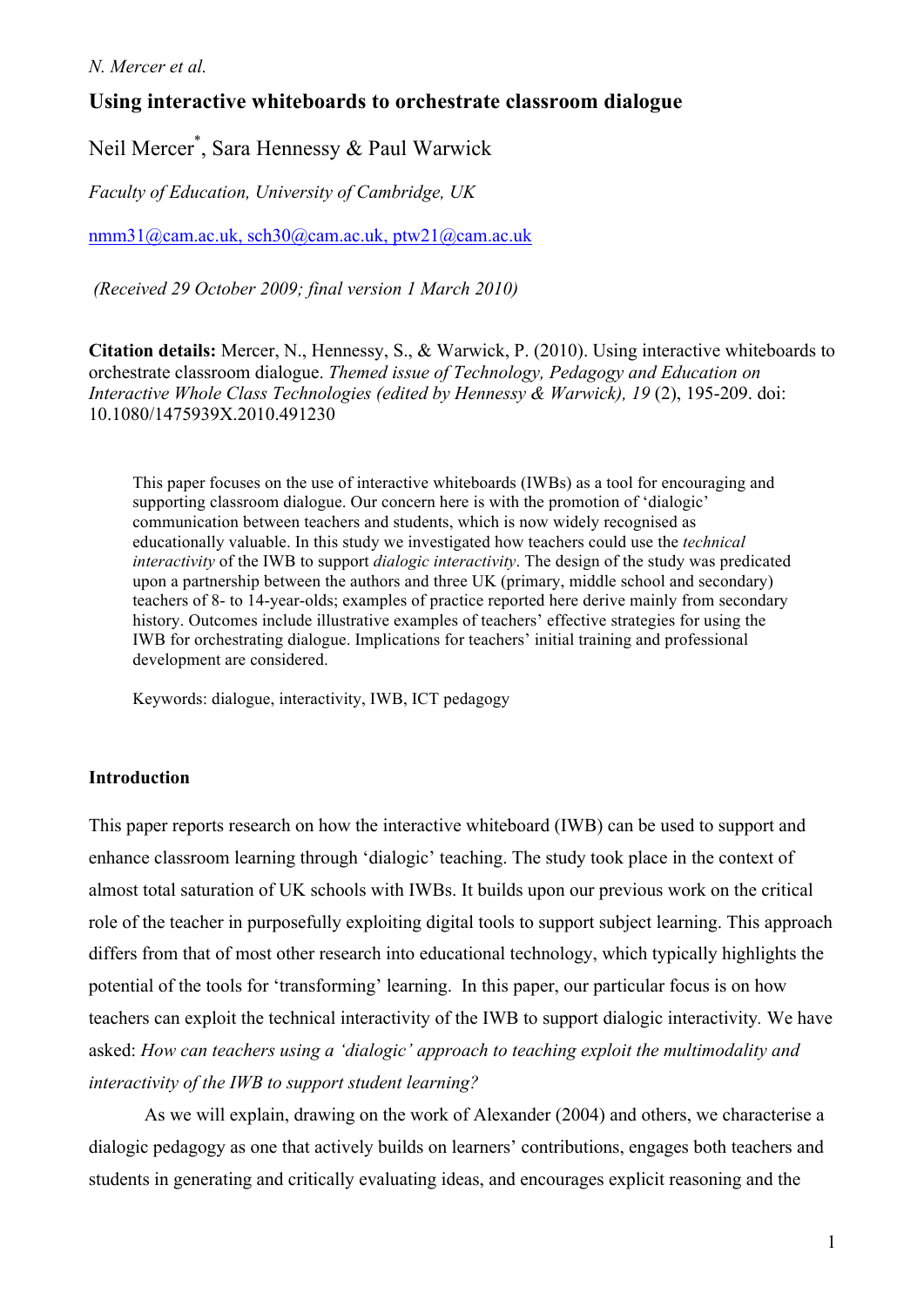# Using interactive whiteboards to orchestrate classroom dialogue

Neil Mercer*, Sara Hennessy & Paul Warwick

*Faculty of Education, University of Cambridge, UK*

nmm31@cam.ac.uk, sch30@cam.ac.uk, ptw21@cam.ac.uk

*(Received 29 October 2009; final version 1 March 2010)*

**Citation details:** Mercer, N., Hennessy, S., & Warwick, P. (2010). Using interactive whiteboards to orchestrate classroom dialogue. *Themed issue of Technology, Pedagogy and Education on Interactive Whole Class Technologies (edited by Hennessy & Warwick), 19* (2), 195-209. doi: 10.1080/1475939X.2010.491230

> This paper focuses on the use of interactive whiteboards (IWBs) as a tool for encouraging and supporting classroom dialogue. Our concern here is with the promotion of 'dialogic' communication between teachers and students, which is now widely recognised as educationally valuable. In this study we investigated how teachers could use the *technical interactivity* of the IWB to support *dialogic interactivity*. The design of the study was predicated upon a partnership between the authors and three UK (primary, middle school and secondary) teachers of 8- to 14-year-olds; examples of practice reported here derive mainly from secondary history. Outcomes include illustrative examples of teachers' effective strategies for using the IWB for orchestrating dialogue. Implications for teachers' initial training and professional development are considered.
>
> Keywords: dialogue, interactivity, IWB, ICT pedagogy

## Introduction

This paper reports research on how the interactive whiteboard (IWB) can be used to support and enhance classroom learning through 'dialogic' teaching. The study took place in the context of almost total saturation of UK schools with IWBs. It builds upon our previous work on the critical role of the teacher in purposefully exploiting digital tools to support subject learning. This approach differs from that of most other research into educational technology, which typically highlights the potential of the tools for 'transforming' learning. In this paper, our particular focus is on how teachers can exploit the technical interactivity of the IWB to support dialogic interactivity. We have asked: *How can teachers using a 'dialogic' approach to teaching exploit the multimodality and interactivity of the IWB to support student learning?*

As we will explain, drawing on the work of Alexander (2004) and others, we characterise a dialogic pedagogy as one that actively builds on learners' contributions, engages both teachers and students in generating and critically evaluating ideas, and encourages explicit reasoning and the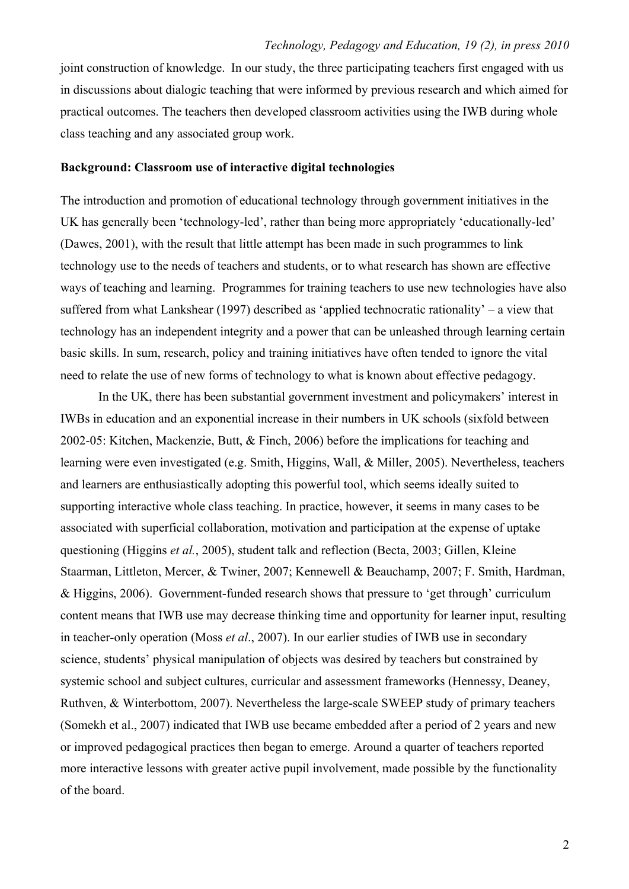joint construction of knowledge. In our study, the three participating teachers first engaged with us in discussions about dialogic teaching that were informed by previous research and which aimed for practical outcomes. The teachers then developed classroom activities using the IWB during whole class teaching and any associated group work.

## Background: Classroom use of interactive digital technologies

The introduction and promotion of educational technology through government initiatives in the UK has generally been 'technology-led', rather than being more appropriately 'educationally-led' (Dawes, 2001), with the result that little attempt has been made in such programmes to link technology use to the needs of teachers and students, or to what research has shown are effective ways of teaching and learning. Programmes for training teachers to use new technologies have also suffered from what Lankshear (1997) described as 'applied technocratic rationality' – a view that technology has an independent integrity and a power that can be unleashed through learning certain basic skills. In sum, research, policy and training initiatives have often tended to ignore the vital need to relate the use of new forms of technology to what is known about effective pedagogy.

In the UK, there has been substantial government investment and policymakers' interest in IWBs in education and an exponential increase in their numbers in UK schools (sixfold between 2002-05: Kitchen, Mackenzie, Butt, & Finch, 2006) before the implications for teaching and learning were even investigated (e.g. Smith, Higgins, Wall, & Miller, 2005). Nevertheless, teachers and learners are enthusiastically adopting this powerful tool, which seems ideally suited to supporting interactive whole class teaching. In practice, however, it seems in many cases to be associated with superficial collaboration, motivation and participation at the expense of uptake questioning (Higgins *et al.*, 2005), student talk and reflection (Becta, 2003; Gillen, Kleine Staarman, Littleton, Mercer, & Twiner, 2007; Kennewell & Beauchamp, 2007; F. Smith, Hardman, & Higgins, 2006). Government-funded research shows that pressure to 'get through' curriculum content means that IWB use may decrease thinking time and opportunity for learner input, resulting in teacher-only operation (Moss *et al*., 2007). In our earlier studies of IWB use in secondary science, students' physical manipulation of objects was desired by teachers but constrained by systemic school and subject cultures, curricular and assessment frameworks (Hennessy, Deaney, Ruthven, & Winterbottom, 2007). Nevertheless the large-scale SWEEP study of primary teachers (Somekh et al., 2007) indicated that IWB use became embedded after a period of 2 years and new or improved pedagogical practices then began to emerge. Around a quarter of teachers reported more interactive lessons with greater active pupil involvement, made possible by the functionality of the board.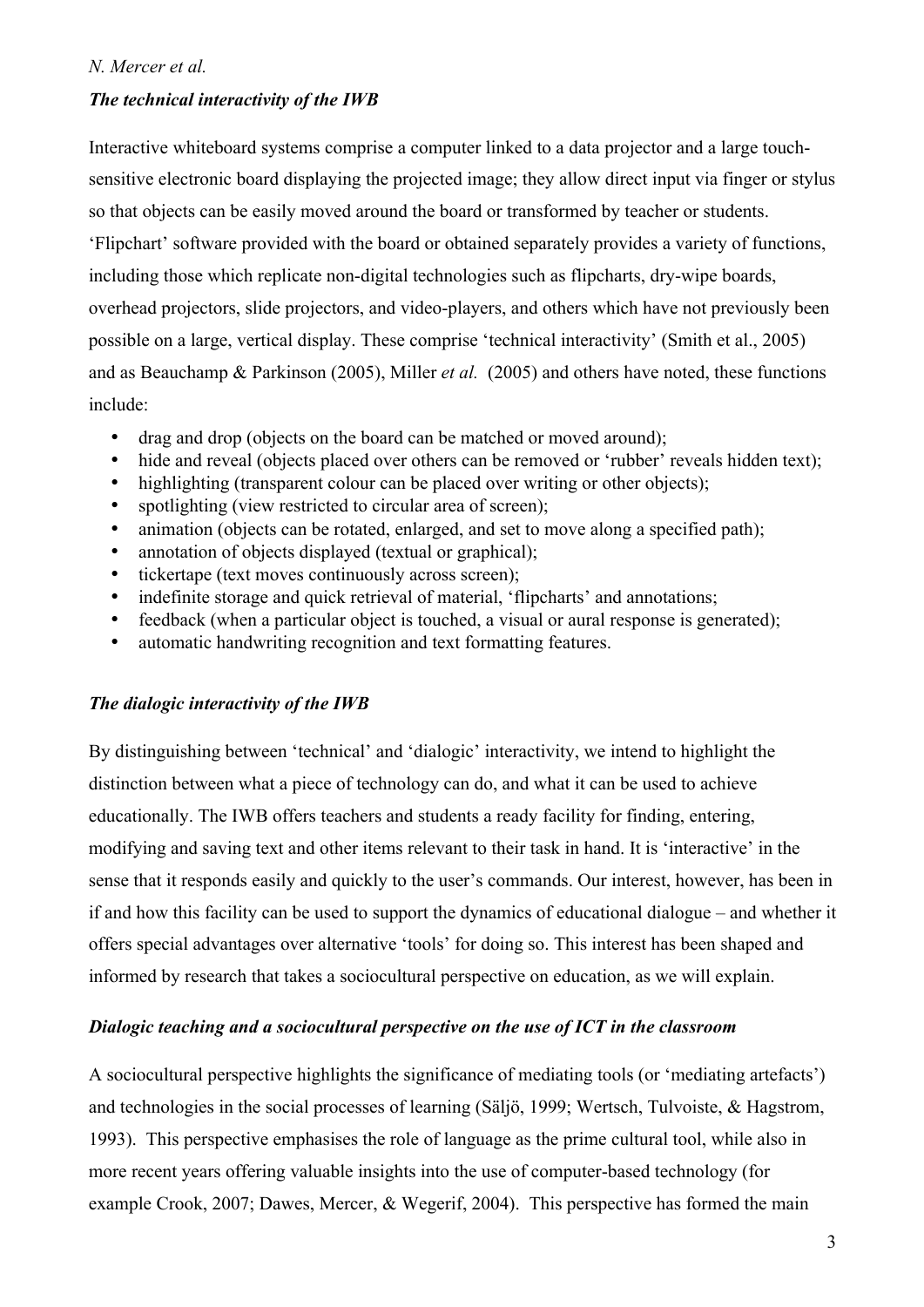### *The technical interactivity of the IWB*

Interactive whiteboard systems comprise a computer linked to a data projector and a large touch-sensitive electronic board displaying the projected image; they allow direct input via finger or stylus so that objects can be easily moved around the board or transformed by teacher or students. 'Flipchart' software provided with the board or obtained separately provides a variety of functions, including those which replicate non-digital technologies such as flipcharts, dry-wipe boards, overhead projectors, slide projectors, and video-players, and others which have not previously been possible on a large, vertical display. These comprise 'technical interactivity' (Smith et al., 2005) and as Beauchamp & Parkinson (2005), Miller *et al.* (2005) and others have noted, these functions include:

- drag and drop (objects on the board can be matched or moved around);
- hide and reveal (objects placed over others can be removed or 'rubber' reveals hidden text);
- highlighting (transparent colour can be placed over writing or other objects);
- spotlighting (view restricted to circular area of screen);
- animation (objects can be rotated, enlarged, and set to move along a specified path);
- annotation of objects displayed (textual or graphical);
- tickertape (text moves continuously across screen);
- indefinite storage and quick retrieval of material, 'flipcharts' and annotations;
- feedback (when a particular object is touched, a visual or aural response is generated);
- automatic handwriting recognition and text formatting features.

### *The dialogic interactivity of the IWB*

By distinguishing between 'technical' and 'dialogic' interactivity, we intend to highlight the distinction between what a piece of technology can do, and what it can be used to achieve educationally. The IWB offers teachers and students a ready facility for finding, entering, modifying and saving text and other items relevant to their task in hand. It is 'interactive' in the sense that it responds easily and quickly to the user's commands. Our interest, however, has been in if and how this facility can be used to support the dynamics of educational dialogue – and whether it offers special advantages over alternative 'tools' for doing so. This interest has been shaped and informed by research that takes a sociocultural perspective on education, as we will explain.

### *Dialogic teaching and a sociocultural perspective on the use of ICT in the classroom*

A sociocultural perspective highlights the significance of mediating tools (or 'mediating artefacts') and technologies in the social processes of learning (Säljö, 1999; Wertsch, Tulvoiste, & Hagstrom, 1993). This perspective emphasises the role of language as the prime cultural tool, while also in more recent years offering valuable insights into the use of computer-based technology (for example Crook, 2007; Dawes, Mercer, & Wegerif, 2004). This perspective has formed the main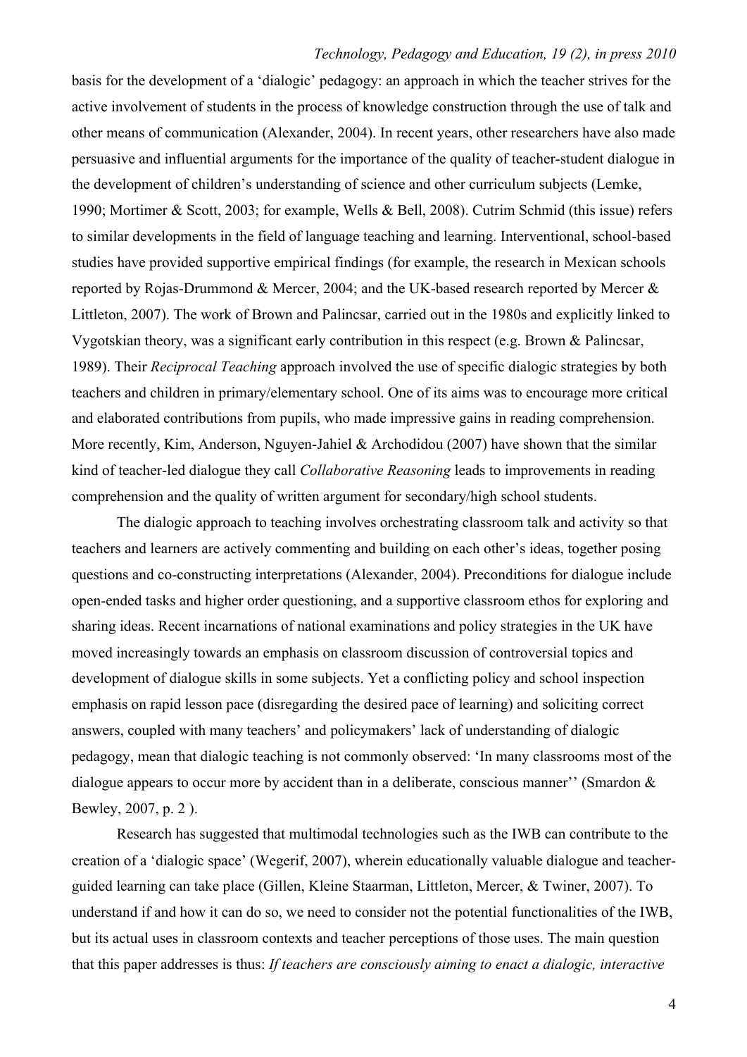basis for the development of a 'dialogic' pedagogy: an approach in which the teacher strives for the active involvement of students in the process of knowledge construction through the use of talk and other means of communication (Alexander, 2004). In recent years, other researchers have also made persuasive and influential arguments for the importance of the quality of teacher-student dialogue in the development of children's understanding of science and other curriculum subjects (Lemke, 1990; Mortimer & Scott, 2003; for example, Wells & Bell, 2008). Cutrim Schmid (this issue) refers to similar developments in the field of language teaching and learning. Interventional, school-based studies have provided supportive empirical findings (for example, the research in Mexican schools reported by Rojas-Drummond & Mercer, 2004; and the UK-based research reported by Mercer & Littleton, 2007). The work of Brown and Palincsar, carried out in the 1980s and explicitly linked to Vygotskian theory, was a significant early contribution in this respect (e.g. Brown & Palincsar, 1989). Their *Reciprocal Teaching* approach involved the use of specific dialogic strategies by both teachers and children in primary/elementary school. One of its aims was to encourage more critical and elaborated contributions from pupils, who made impressive gains in reading comprehension. More recently, Kim, Anderson, Nguyen-Jahiel & Archodidou (2007) have shown that the similar kind of teacher-led dialogue they call *Collaborative Reasoning* leads to improvements in reading comprehension and the quality of written argument for secondary/high school students.

The dialogic approach to teaching involves orchestrating classroom talk and activity so that teachers and learners are actively commenting and building on each other's ideas, together posing questions and co-constructing interpretations (Alexander, 2004). Preconditions for dialogue include open-ended tasks and higher order questioning, and a supportive classroom ethos for exploring and sharing ideas. Recent incarnations of national examinations and policy strategies in the UK have moved increasingly towards an emphasis on classroom discussion of controversial topics and development of dialogue skills in some subjects. Yet a conflicting policy and school inspection emphasis on rapid lesson pace (disregarding the desired pace of learning) and soliciting correct answers, coupled with many teachers' and policymakers' lack of understanding of dialogic pedagogy, mean that dialogic teaching is not commonly observed: 'In many classrooms most of the dialogue appears to occur more by accident than in a deliberate, conscious manner'' (Smardon & Bewley, 2007, p. 2 ).

Research has suggested that multimodal technologies such as the IWB can contribute to the creation of a 'dialogic space' (Wegerif, 2007), wherein educationally valuable dialogue and teacher-guided learning can take place (Gillen, Kleine Staarman, Littleton, Mercer, & Twiner, 2007). To understand if and how it can do so, we need to consider not the potential functionalities of the IWB, but its actual uses in classroom contexts and teacher perceptions of those uses. The main question that this paper addresses is thus: *If teachers are consciously aiming to enact a dialogic, interactive*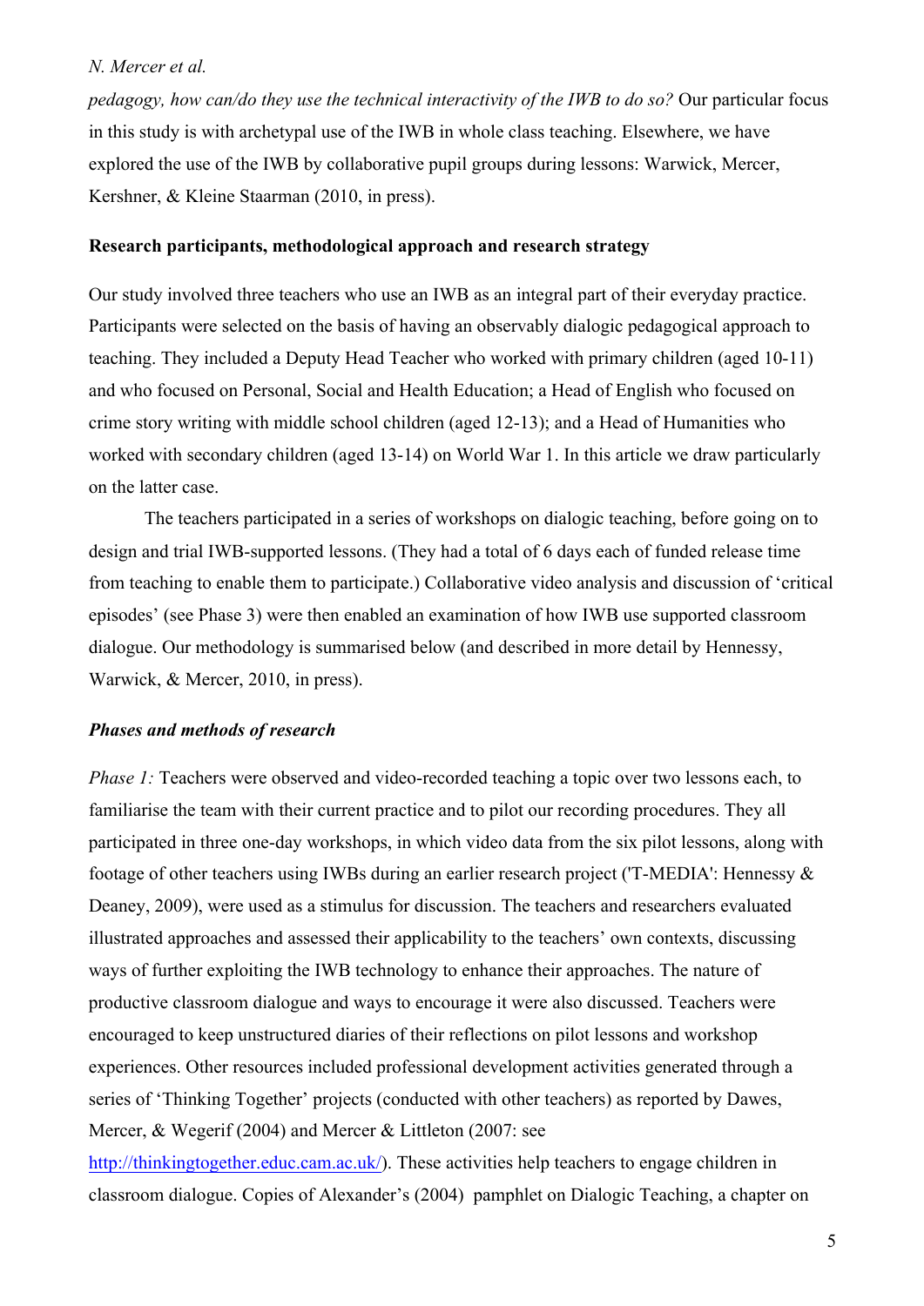*pedagogy, how can/do they use the technical interactivity of the IWB to do so?* Our particular focus in this study is with archetypal use of the IWB in whole class teaching. Elsewhere, we have explored the use of the IWB by collaborative pupil groups during lessons: Warwick, Mercer, Kershner, & Kleine Staarman (2010, in press).

## Research participants, methodological approach and research strategy

Our study involved three teachers who use an IWB as an integral part of their everyday practice. Participants were selected on the basis of having an observably dialogic pedagogical approach to teaching. They included a Deputy Head Teacher who worked with primary children (aged 10-11) and who focused on Personal, Social and Health Education; a Head of English who focused on crime story writing with middle school children (aged 12-13); and a Head of Humanities who worked with secondary children (aged 13-14) on World War 1. In this article we draw particularly on the latter case.

The teachers participated in a series of workshops on dialogic teaching, before going on to design and trial IWB-supported lessons. (They had a total of 6 days each of funded release time from teaching to enable them to participate.) Collaborative video analysis and discussion of 'critical episodes' (see Phase 3) were then enabled an examination of how IWB use supported classroom dialogue. Our methodology is summarised below (and described in more detail by Hennessy, Warwick, & Mercer, 2010, in press).

### *Phases and methods of research*

*Phase 1:* Teachers were observed and video-recorded teaching a topic over two lessons each, to familiarise the team with their current practice and to pilot our recording procedures. They all participated in three one-day workshops, in which video data from the six pilot lessons, along with footage of other teachers using IWBs during an earlier research project ('T-MEDIA': Hennessy & Deaney, 2009), were used as a stimulus for discussion. The teachers and researchers evaluated illustrated approaches and assessed their applicability to the teachers' own contexts, discussing ways of further exploiting the IWB technology to enhance their approaches. The nature of productive classroom dialogue and ways to encourage it were also discussed. Teachers were encouraged to keep unstructured diaries of their reflections on pilot lessons and workshop experiences. Other resources included professional development activities generated through a series of 'Thinking Together' projects (conducted with other teachers) as reported by Dawes, Mercer, & Wegerif (2004) and Mercer & Littleton (2007: see http://thinkingtogether.educ.cam.ac.uk/). These activities help teachers to engage children in classroom dialogue. Copies of Alexander's (2004) pamphlet on Dialogic Teaching, a chapter on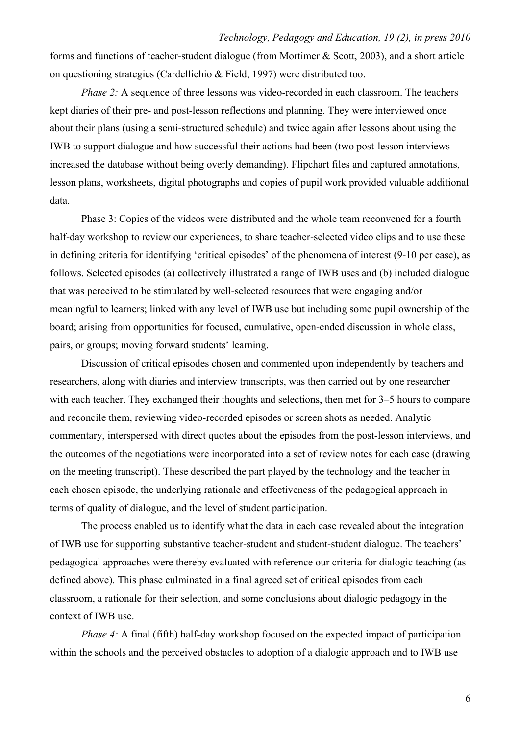forms and functions of teacher-student dialogue (from Mortimer & Scott, 2003), and a short article on questioning strategies (Cardellichio & Field, 1997) were distributed too.

*Phase 2:* A sequence of three lessons was video-recorded in each classroom. The teachers kept diaries of their pre- and post-lesson reflections and planning. They were interviewed once about their plans (using a semi-structured schedule) and twice again after lessons about using the IWB to support dialogue and how successful their actions had been (two post-lesson interviews increased the database without being overly demanding). Flipchart files and captured annotations, lesson plans, worksheets, digital photographs and copies of pupil work provided valuable additional data.

Phase 3: Copies of the videos were distributed and the whole team reconvened for a fourth half-day workshop to review our experiences, to share teacher-selected video clips and to use these in defining criteria for identifying 'critical episodes' of the phenomena of interest (9-10 per case), as follows. Selected episodes (a) collectively illustrated a range of IWB uses and (b) included dialogue that was perceived to be stimulated by well-selected resources that were engaging and/or meaningful to learners; linked with any level of IWB use but including some pupil ownership of the board; arising from opportunities for focused, cumulative, open-ended discussion in whole class, pairs, or groups; moving forward students' learning.

Discussion of critical episodes chosen and commented upon independently by teachers and researchers, along with diaries and interview transcripts, was then carried out by one researcher with each teacher. They exchanged their thoughts and selections, then met for 3–5 hours to compare and reconcile them, reviewing video-recorded episodes or screen shots as needed. Analytic commentary, interspersed with direct quotes about the episodes from the post-lesson interviews, and the outcomes of the negotiations were incorporated into a set of review notes for each case (drawing on the meeting transcript). These described the part played by the technology and the teacher in each chosen episode, the underlying rationale and effectiveness of the pedagogical approach in terms of quality of dialogue, and the level of student participation.

The process enabled us to identify what the data in each case revealed about the integration of IWB use for supporting substantive teacher-student and student-student dialogue. The teachers' pedagogical approaches were thereby evaluated with reference our criteria for dialogic teaching (as defined above). This phase culminated in a final agreed set of critical episodes from each classroom, a rationale for their selection, and some conclusions about dialogic pedagogy in the context of IWB use.

*Phase 4:* A final (fifth) half-day workshop focused on the expected impact of participation within the schools and the perceived obstacles to adoption of a dialogic approach and to IWB use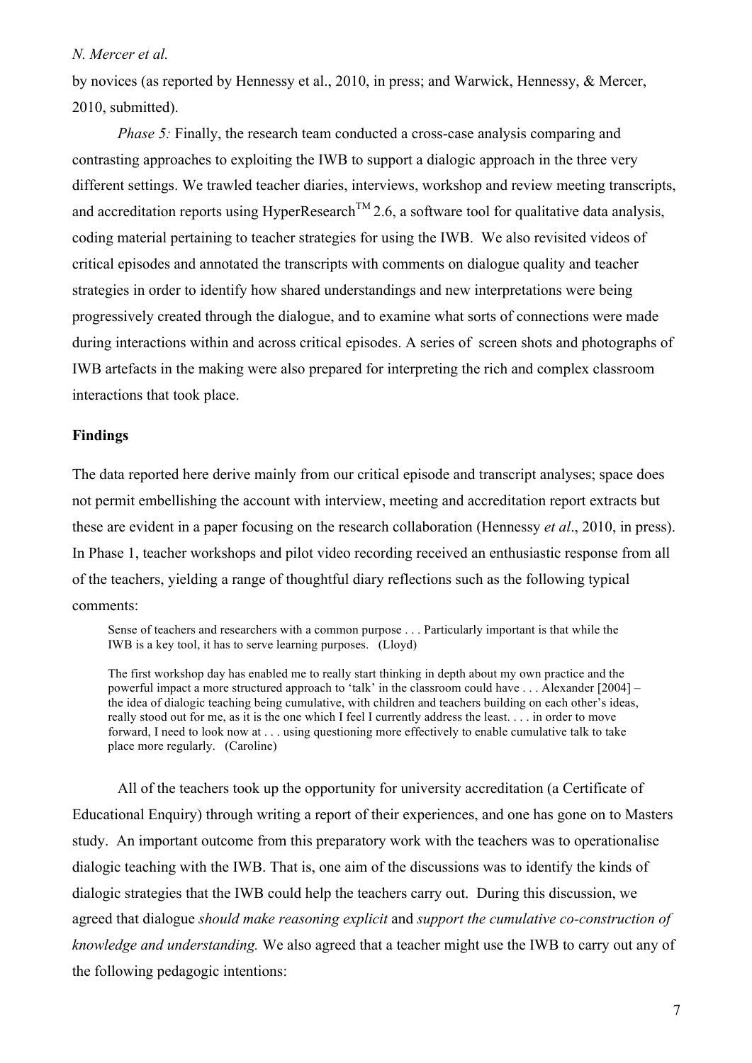by novices (as reported by Hennessy et al., 2010, in press; and Warwick, Hennessy, & Mercer, 2010, submitted).

*Phase 5:* Finally, the research team conducted a cross-case analysis comparing and contrasting approaches to exploiting the IWB to support a dialogic approach in the three very different settings. We trawled teacher diaries, interviews, workshop and review meeting transcripts, and accreditation reports using HyperResearch™ 2.6, a software tool for qualitative data analysis, coding material pertaining to teacher strategies for using the IWB. We also revisited videos of critical episodes and annotated the transcripts with comments on dialogue quality and teacher strategies in order to identify how shared understandings and new interpretations were being progressively created through the dialogue, and to examine what sorts of connections were made during interactions within and across critical episodes. A series of screen shots and photographs of IWB artefacts in the making were also prepared for interpreting the rich and complex classroom interactions that took place.

## Findings

The data reported here derive mainly from our critical episode and transcript analyses; space does not permit embellishing the account with interview, meeting and accreditation report extracts but these are evident in a paper focusing on the research collaboration (Hennessy *et al*., 2010, in press). In Phase 1, teacher workshops and pilot video recording received an enthusiastic response from all of the teachers, yielding a range of thoughtful diary reflections such as the following typical comments:

> Sense of teachers and researchers with a common purpose . . . Particularly important is that while the IWB is a key tool, it has to serve learning purposes. (Lloyd)

> The first workshop day has enabled me to really start thinking in depth about my own practice and the powerful impact a more structured approach to 'talk' in the classroom could have . . . Alexander [2004] – the idea of dialogic teaching being cumulative, with children and teachers building on each other's ideas, really stood out for me, as it is the one which I feel I currently address the least. . . . in order to move forward, I need to look now at . . . using questioning more effectively to enable cumulative talk to take place more regularly. (Caroline)

All of the teachers took up the opportunity for university accreditation (a Certificate of Educational Enquiry) through writing a report of their experiences, and one has gone on to Masters study. An important outcome from this preparatory work with the teachers was to operationalise dialogic teaching with the IWB. That is, one aim of the discussions was to identify the kinds of dialogic strategies that the IWB could help the teachers carry out. During this discussion, we agreed that dialogue *should make reasoning explicit* and *support the cumulative co-construction of knowledge and understanding.* We also agreed that a teacher might use the IWB to carry out any of the following pedagogic intentions: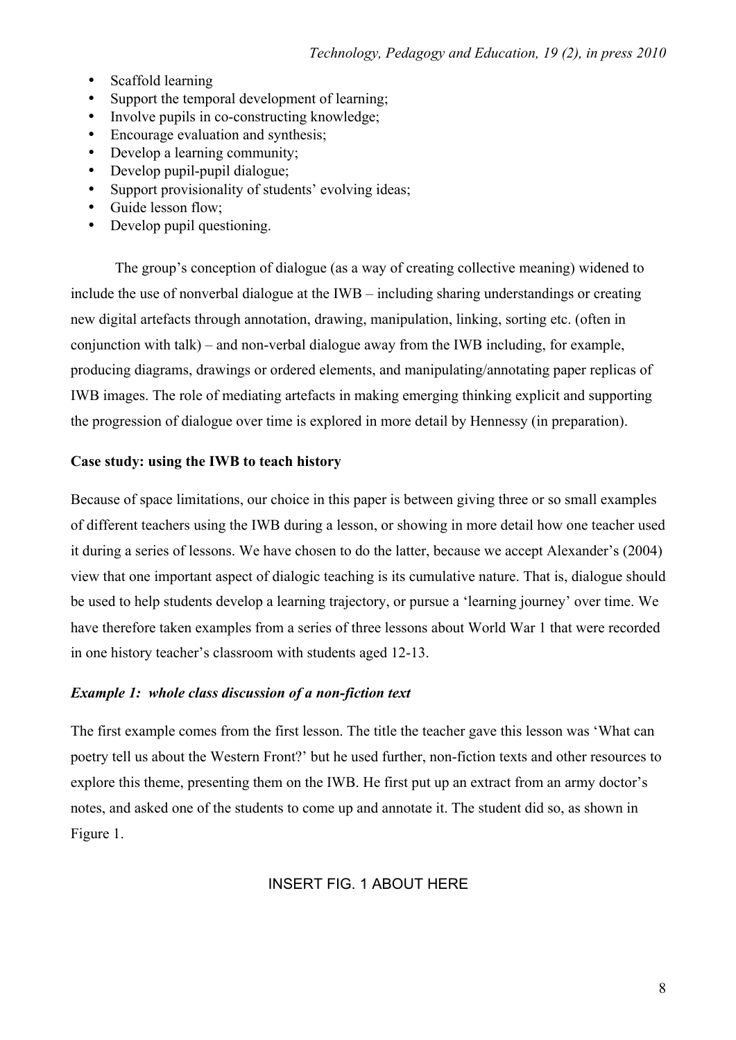- Scaffold learning
- Support the temporal development of learning;
- Involve pupils in co-constructing knowledge;
- Encourage evaluation and synthesis;
- Develop a learning community;
- Develop pupil-pupil dialogue;
- Support provisionality of students' evolving ideas;
- Guide lesson flow;
- Develop pupil questioning.

The group's conception of dialogue (as a way of creating collective meaning) widened to include the use of nonverbal dialogue at the IWB – including sharing understandings or creating new digital artefacts through annotation, drawing, manipulation, linking, sorting etc. (often in conjunction with talk) – and non-verbal dialogue away from the IWB including, for example, producing diagrams, drawings or ordered elements, and manipulating/annotating paper replicas of IWB images. The role of mediating artefacts in making emerging thinking explicit and supporting the progression of dialogue over time is explored in more detail by Hennessy (in preparation).

**Case study: using the IWB to teach history**

Because of space limitations, our choice in this paper is between giving three or so small examples of different teachers using the IWB during a lesson, or showing in more detail how one teacher used it during a series of lessons. We have chosen to do the latter, because we accept Alexander's (2004) view that one important aspect of dialogic teaching is its cumulative nature. That is, dialogue should be used to help students develop a learning trajectory, or pursue a 'learning journey' over time. We have therefore taken examples from a series of three lessons about World War 1 that were recorded in one history teacher's classroom with students aged 12-13.

***Example 1: whole class discussion of a non-fiction text***

The first example comes from the first lesson. The title the teacher gave this lesson was 'What can poetry tell us about the Western Front?' but he used further, non-fiction texts and other resources to explore this theme, presenting them on the IWB. He first put up an extract from an army doctor's notes, and asked one of the students to come up and annotate it. The student did so, as shown in Figure 1.

INSERT FIG. 1 ABOUT HERE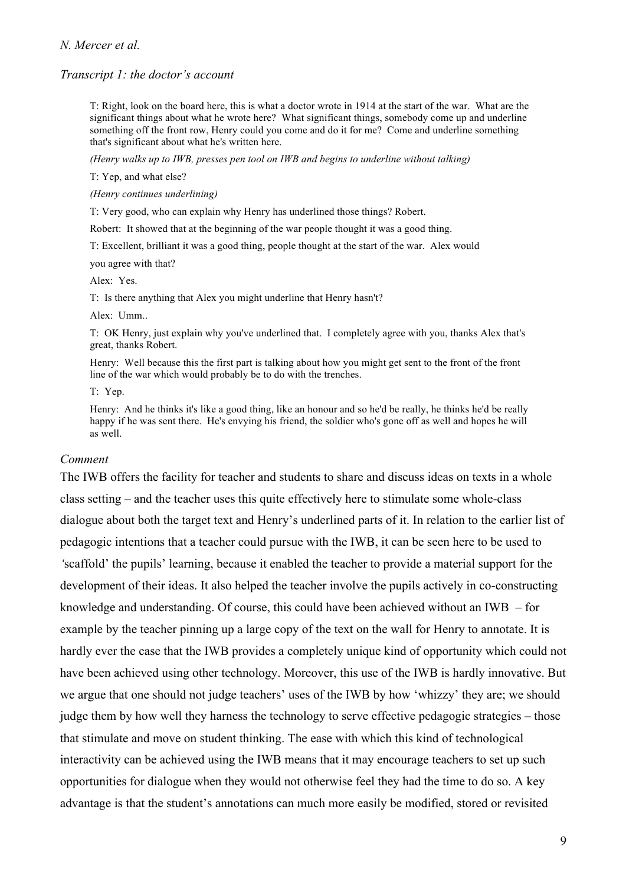*Transcript 1: the doctor's account*

> T: Right, look on the board here, this is what a doctor wrote in 1914 at the start of the war. What are the significant things about what he wrote here? What significant things, somebody come up and underline something off the front row, Henry could you come and do it for me? Come and underline something that's significant about what he's written here.
>
> *(Henry walks up to IWB, presses pen tool on IWB and begins to underline without talking)*
>
> T: Yep, and what else?
>
> *(Henry continues underlining)*
>
> T: Very good, who can explain why Henry has underlined those things? Robert.
>
> Robert: It showed that at the beginning of the war people thought it was a good thing.
>
> T: Excellent, brilliant it was a good thing, people thought at the start of the war. Alex would you agree with that?
>
> Alex: Yes.
>
> T: Is there anything that Alex you might underline that Henry hasn't?
>
> Alex: Umm..
>
> T: OK Henry, just explain why you've underlined that. I completely agree with you, thanks Alex that's great, thanks Robert.
>
> Henry: Well because this the first part is talking about how you might get sent to the front of the front line of the war which would probably be to do with the trenches.
>
> T: Yep.
>
> Henry: And he thinks it's like a good thing, like an honour and so he'd be really, he thinks he'd be really happy if he was sent there. He's envying his friend, the soldier who's gone off as well and hopes he will as well.

*Comment*

The IWB offers the facility for teacher and students to share and discuss ideas on texts in a whole class setting – and the teacher uses this quite effectively here to stimulate some whole-class dialogue about both the target text and Henry's underlined parts of it. In relation to the earlier list of pedagogic intentions that a teacher could pursue with the IWB, it can be seen here to be used to 'scaffold' the pupils' learning, because it enabled the teacher to provide a material support for the development of their ideas. It also helped the teacher involve the pupils actively in co-constructing knowledge and understanding. Of course, this could have been achieved without an IWB – for example by the teacher pinning up a large copy of the text on the wall for Henry to annotate. It is hardly ever the case that the IWB provides a completely unique kind of opportunity which could not have been achieved using other technology. Moreover, this use of the IWB is hardly innovative. But we argue that one should not judge teachers' uses of the IWB by how 'whizzy' they are; we should judge them by how well they harness the technology to serve effective pedagogic strategies – those that stimulate and move on student thinking. The ease with which this kind of technological interactivity can be achieved using the IWB means that it may encourage teachers to set up such opportunities for dialogue when they would not otherwise feel they had the time to do so. A key advantage is that the student's annotations can much more easily be modified, stored or revisited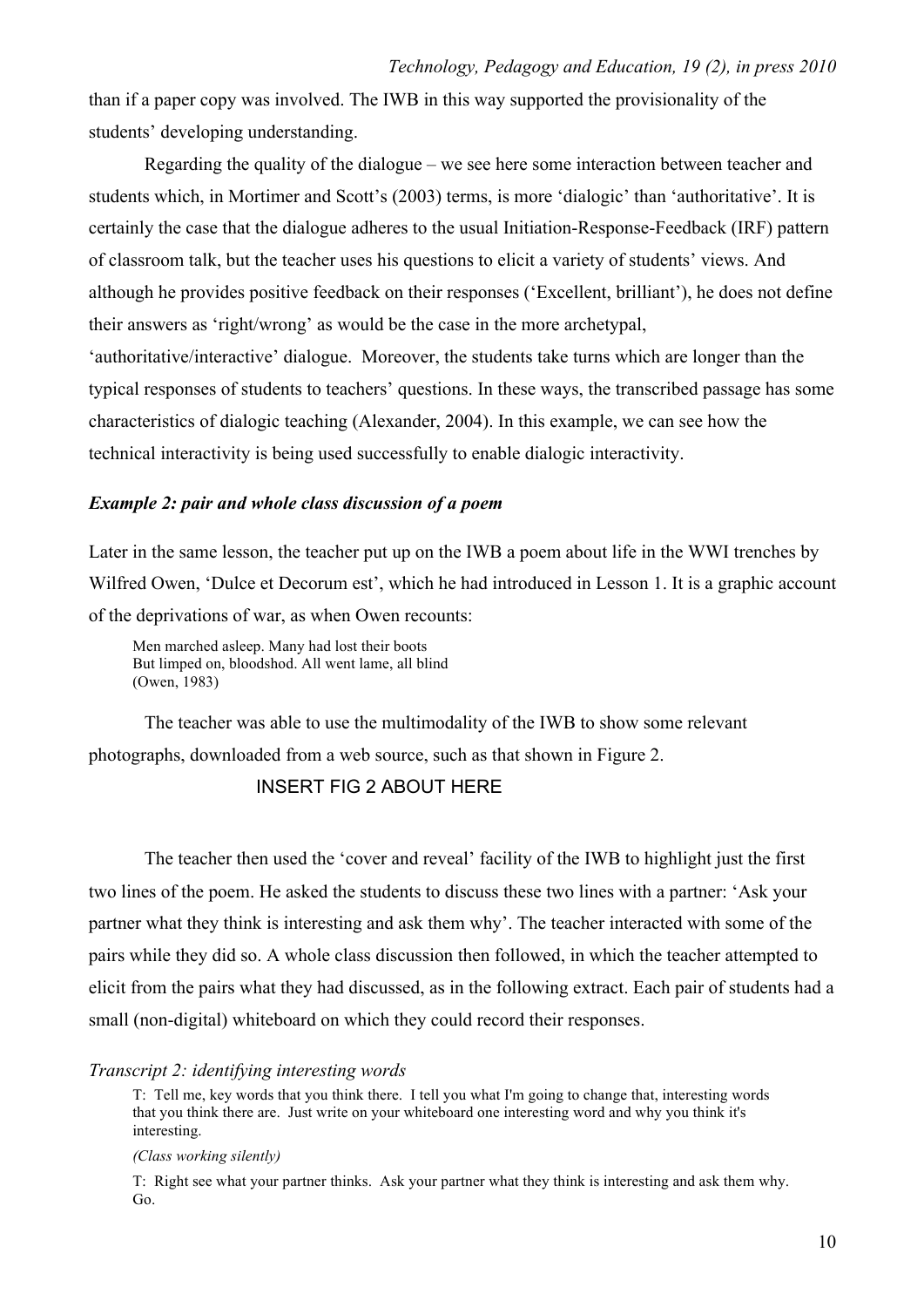than if a paper copy was involved. The IWB in this way supported the provisionality of the students' developing understanding.

Regarding the quality of the dialogue – we see here some interaction between teacher and students which, in Mortimer and Scott's (2003) terms, is more 'dialogic' than 'authoritative'. It is certainly the case that the dialogue adheres to the usual Initiation-Response-Feedback (IRF) pattern of classroom talk, but the teacher uses his questions to elicit a variety of students' views. And although he provides positive feedback on their responses ('Excellent, brilliant'), he does not define their answers as 'right/wrong' as would be the case in the more archetypal, 'authoritative/interactive' dialogue. Moreover, the students take turns which are longer than the typical responses of students to teachers' questions. In these ways, the transcribed passage has some characteristics of dialogic teaching (Alexander, 2004). In this example, we can see how the technical interactivity is being used successfully to enable dialogic interactivity.

### *Example 2: pair and whole class discussion of a poem*

Later in the same lesson, the teacher put up on the IWB a poem about life in the WWI trenches by Wilfred Owen, 'Dulce et Decorum est', which he had introduced in Lesson 1. It is a graphic account of the deprivations of war, as when Owen recounts:

> Men marched asleep. Many had lost their boots
> But limped on, bloodshod. All went lame, all blind
> (Owen, 1983)

The teacher was able to use the multimodality of the IWB to show some relevant photographs, downloaded from a web source, such as that shown in Figure 2.

INSERT FIG 2 ABOUT HERE

The teacher then used the 'cover and reveal' facility of the IWB to highlight just the first two lines of the poem. He asked the students to discuss these two lines with a partner: 'Ask your partner what they think is interesting and ask them why'. The teacher interacted with some of the pairs while they did so. A whole class discussion then followed, in which the teacher attempted to elicit from the pairs what they had discussed, as in the following extract. Each pair of students had a small (non-digital) whiteboard on which they could record their responses.

*Transcript 2: identifying interesting words*

> T: Tell me, key words that you think there. I tell you what I'm going to change that, interesting words that you think there are. Just write on your whiteboard one interesting word and why you think it's interesting.
>
> *(Class working silently)*
>
> T: Right see what your partner thinks. Ask your partner what they think is interesting and ask them why. Go.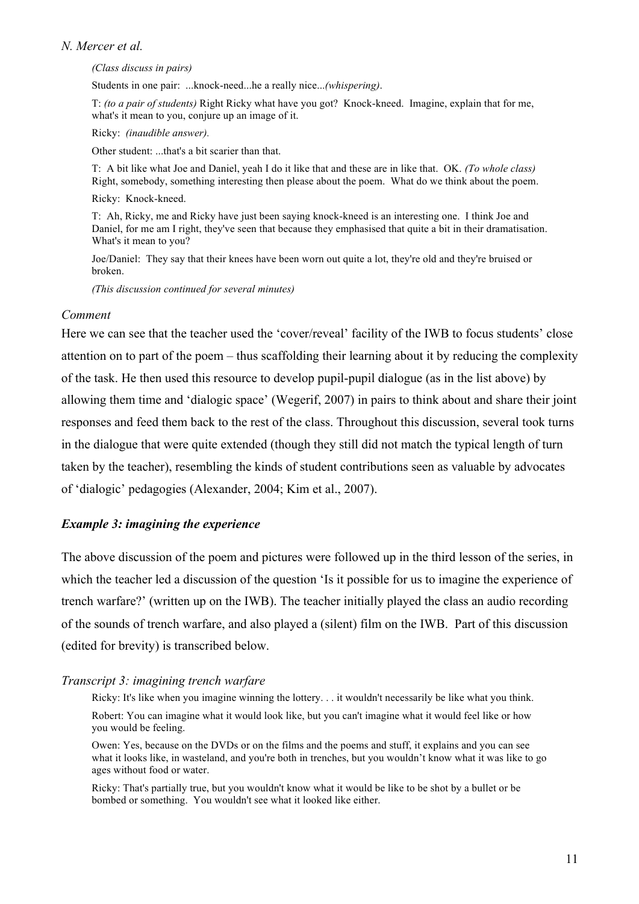*(Class discuss in pairs)*

Students in one pair: ...knock-need...he a really nice...*(whispering)*.

T: *(to a pair of students)* Right Ricky what have you got? Knock-kneed. Imagine, explain that for me, what's it mean to you, conjure up an image of it.

Ricky: *(inaudible answer).*

Other student: ...that's a bit scarier than that.

T: A bit like what Joe and Daniel, yeah I do it like that and these are in like that. OK. *(To whole class)* Right, somebody, something interesting then please about the poem. What do we think about the poem.

Ricky: Knock-kneed.

T: Ah, Ricky, me and Ricky have just been saying knock-kneed is an interesting one. I think Joe and Daniel, for me am I right, they've seen that because they emphasised that quite a bit in their dramatisation. What's it mean to you?

Joe/Daniel: They say that their knees have been worn out quite a lot, they're old and they're bruised or broken.

*(This discussion continued for several minutes)*

*Comment*

Here we can see that the teacher used the 'cover/reveal' facility of the IWB to focus students' close attention on to part of the poem – thus scaffolding their learning about it by reducing the complexity of the task. He then used this resource to develop pupil-pupil dialogue (as in the list above) by allowing them time and 'dialogic space' (Wegerif, 2007) in pairs to think about and share their joint responses and feed them back to the rest of the class. Throughout this discussion, several took turns in the dialogue that were quite extended (though they still did not match the typical length of turn taken by the teacher), resembling the kinds of student contributions seen as valuable by advocates of 'dialogic' pedagogies (Alexander, 2004; Kim et al., 2007).

### *Example 3: imagining the experience*

The above discussion of the poem and pictures were followed up in the third lesson of the series, in which the teacher led a discussion of the question 'Is it possible for us to imagine the experience of trench warfare?' (written up on the IWB). The teacher initially played the class an audio recording of the sounds of trench warfare, and also played a (silent) film on the IWB. Part of this discussion (edited for brevity) is transcribed below.

*Transcript 3: imagining trench warfare*

Ricky: It's like when you imagine winning the lottery. . . it wouldn't necessarily be like what you think.

Robert: You can imagine what it would look like, but you can't imagine what it would feel like or how you would be feeling.

Owen: Yes, because on the DVDs or on the films and the poems and stuff, it explains and you can see what it looks like, in wasteland, and you're both in trenches, but you wouldn't know what it was like to go ages without food or water.

Ricky: That's partially true, but you wouldn't know what it would be like to be shot by a bullet or be bombed or something. You wouldn't see what it looked like either.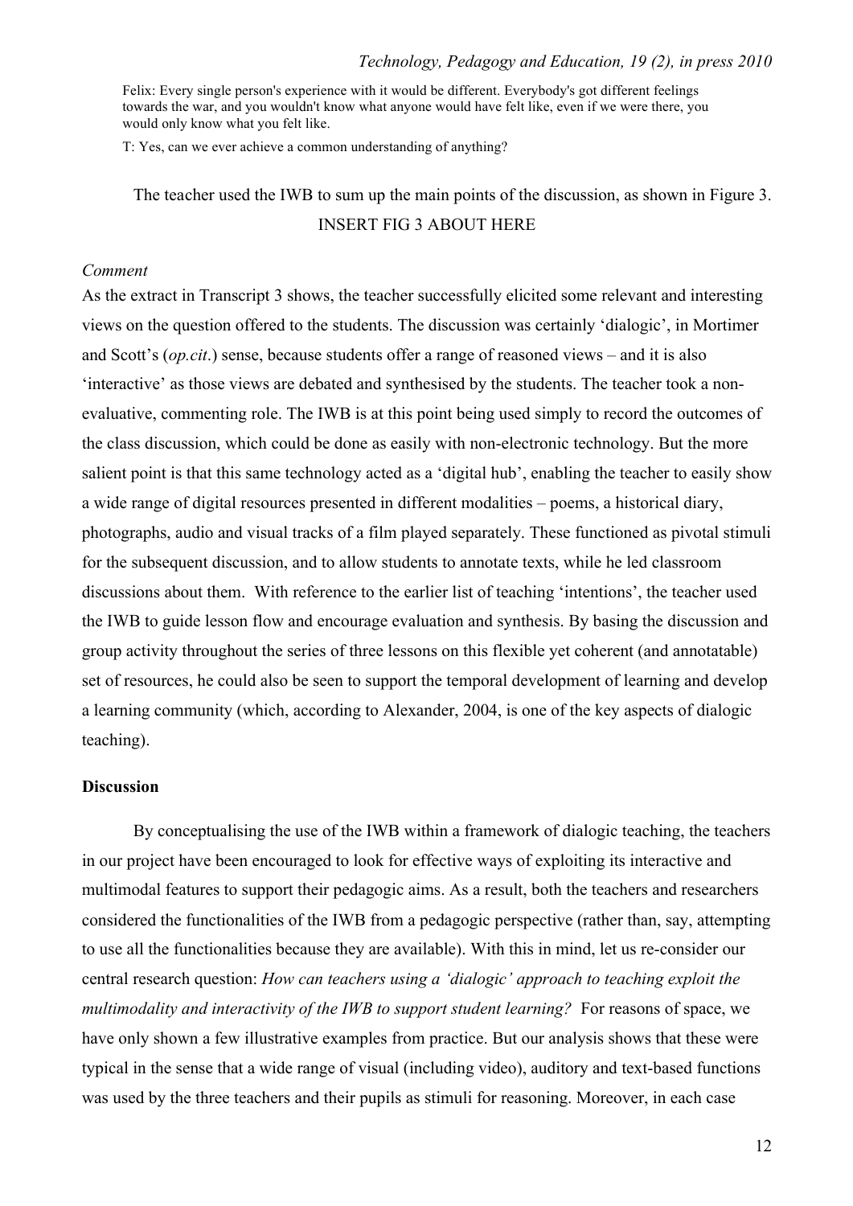Felix: Every single person's experience with it would be different. Everybody's got different feelings towards the war, and you wouldn't know what anyone would have felt like, even if we were there, you would only know what you felt like.

T: Yes, can we ever achieve a common understanding of anything?

The teacher used the IWB to sum up the main points of the discussion, as shown in Figure 3.

INSERT FIG 3 ABOUT HERE

*Comment*

As the extract in Transcript 3 shows, the teacher successfully elicited some relevant and interesting views on the question offered to the students. The discussion was certainly 'dialogic', in Mortimer and Scott's (*op.cit*.) sense, because students offer a range of reasoned views – and it is also 'interactive' as those views are debated and synthesised by the students. The teacher took a non-evaluative, commenting role. The IWB is at this point being used simply to record the outcomes of the class discussion, which could be done as easily with non-electronic technology. But the more salient point is that this same technology acted as a 'digital hub', enabling the teacher to easily show a wide range of digital resources presented in different modalities – poems, a historical diary, photographs, audio and visual tracks of a film played separately. These functioned as pivotal stimuli for the subsequent discussion, and to allow students to annotate texts, while he led classroom discussions about them. With reference to the earlier list of teaching 'intentions', the teacher used the IWB to guide lesson flow and encourage evaluation and synthesis. By basing the discussion and group activity throughout the series of three lessons on this flexible yet coherent (and annotatable) set of resources, he could also be seen to support the temporal development of learning and develop a learning community (which, according to Alexander, 2004, is one of the key aspects of dialogic teaching).

**Discussion**

By conceptualising the use of the IWB within a framework of dialogic teaching, the teachers in our project have been encouraged to look for effective ways of exploiting its interactive and multimodal features to support their pedagogic aims. As a result, both the teachers and researchers considered the functionalities of the IWB from a pedagogic perspective (rather than, say, attempting to use all the functionalities because they are available). With this in mind, let us re-consider our central research question: *How can teachers using a 'dialogic' approach to teaching exploit the multimodality and interactivity of the IWB to support student learning?* For reasons of space, we have only shown a few illustrative examples from practice. But our analysis shows that these were typical in the sense that a wide range of visual (including video), auditory and text-based functions was used by the three teachers and their pupils as stimuli for reasoning. Moreover, in each case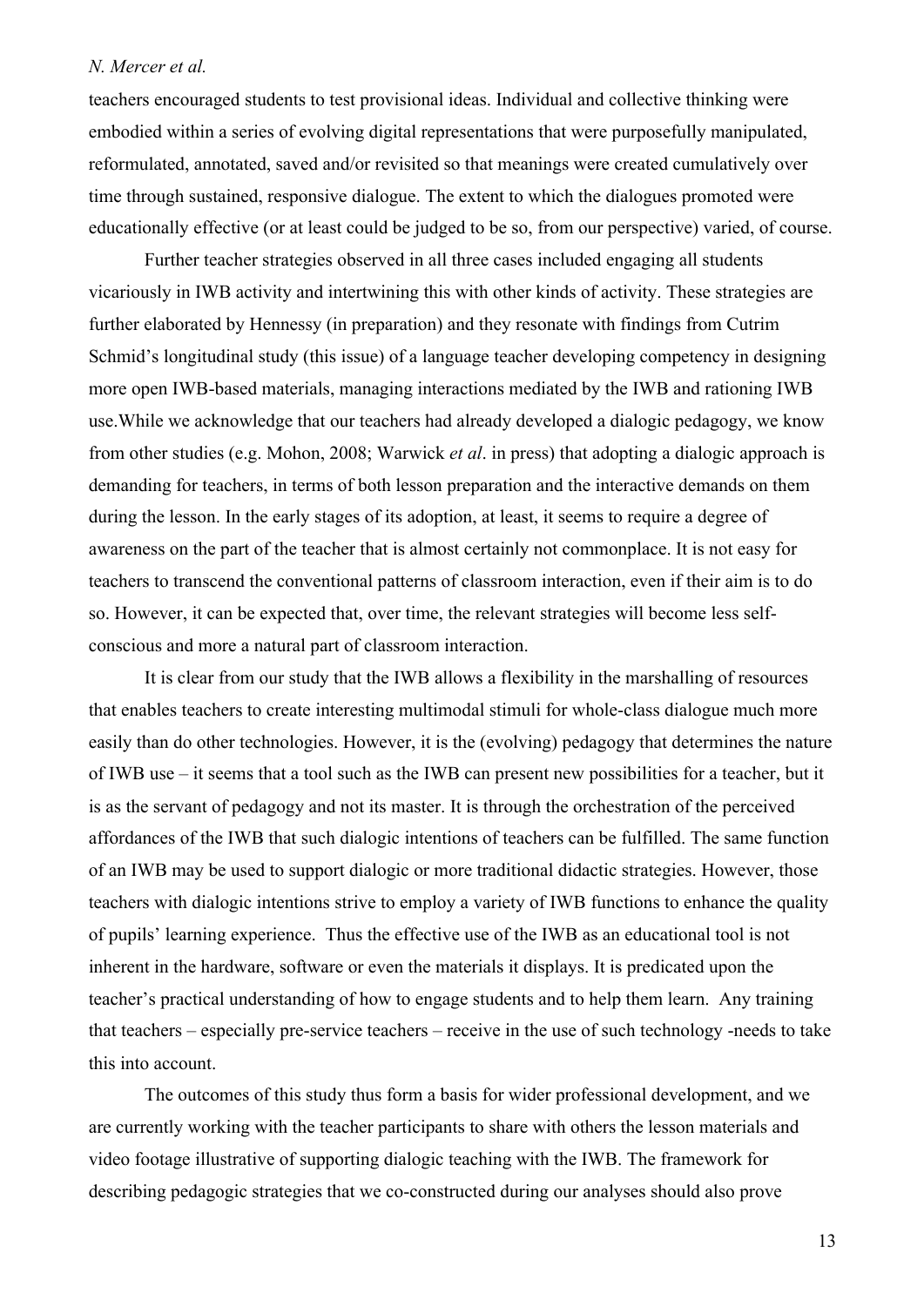teachers encouraged students to test provisional ideas. Individual and collective thinking were embodied within a series of evolving digital representations that were purposefully manipulated, reformulated, annotated, saved and/or revisited so that meanings were created cumulatively over time through sustained, responsive dialogue. The extent to which the dialogues promoted were educationally effective (or at least could be judged to be so, from our perspective) varied, of course.

Further teacher strategies observed in all three cases included engaging all students vicariously in IWB activity and intertwining this with other kinds of activity. These strategies are further elaborated by Hennessy (in preparation) and they resonate with findings from Cutrim Schmid's longitudinal study (this issue) of a language teacher developing competency in designing more open IWB-based materials, managing interactions mediated by the IWB and rationing IWB use.While we acknowledge that our teachers had already developed a dialogic pedagogy, we know from other studies (e.g. Mohon, 2008; Warwick *et al*. in press) that adopting a dialogic approach is demanding for teachers, in terms of both lesson preparation and the interactive demands on them during the lesson. In the early stages of its adoption, at least, it seems to require a degree of awareness on the part of the teacher that is almost certainly not commonplace. It is not easy for teachers to transcend the conventional patterns of classroom interaction, even if their aim is to do so. However, it can be expected that, over time, the relevant strategies will become less self-conscious and more a natural part of classroom interaction.

It is clear from our study that the IWB allows a flexibility in the marshalling of resources that enables teachers to create interesting multimodal stimuli for whole-class dialogue much more easily than do other technologies. However, it is the (evolving) pedagogy that determines the nature of IWB use – it seems that a tool such as the IWB can present new possibilities for a teacher, but it is as the servant of pedagogy and not its master. It is through the orchestration of the perceived affordances of the IWB that such dialogic intentions of teachers can be fulfilled. The same function of an IWB may be used to support dialogic or more traditional didactic strategies. However, those teachers with dialogic intentions strive to employ a variety of IWB functions to enhance the quality of pupils' learning experience. Thus the effective use of the IWB as an educational tool is not inherent in the hardware, software or even the materials it displays. It is predicated upon the teacher's practical understanding of how to engage students and to help them learn. Any training that teachers – especially pre-service teachers – receive in the use of such technology -needs to take this into account.

The outcomes of this study thus form a basis for wider professional development, and we are currently working with the teacher participants to share with others the lesson materials and video footage illustrative of supporting dialogic teaching with the IWB. The framework for describing pedagogic strategies that we co-constructed during our analyses should also prove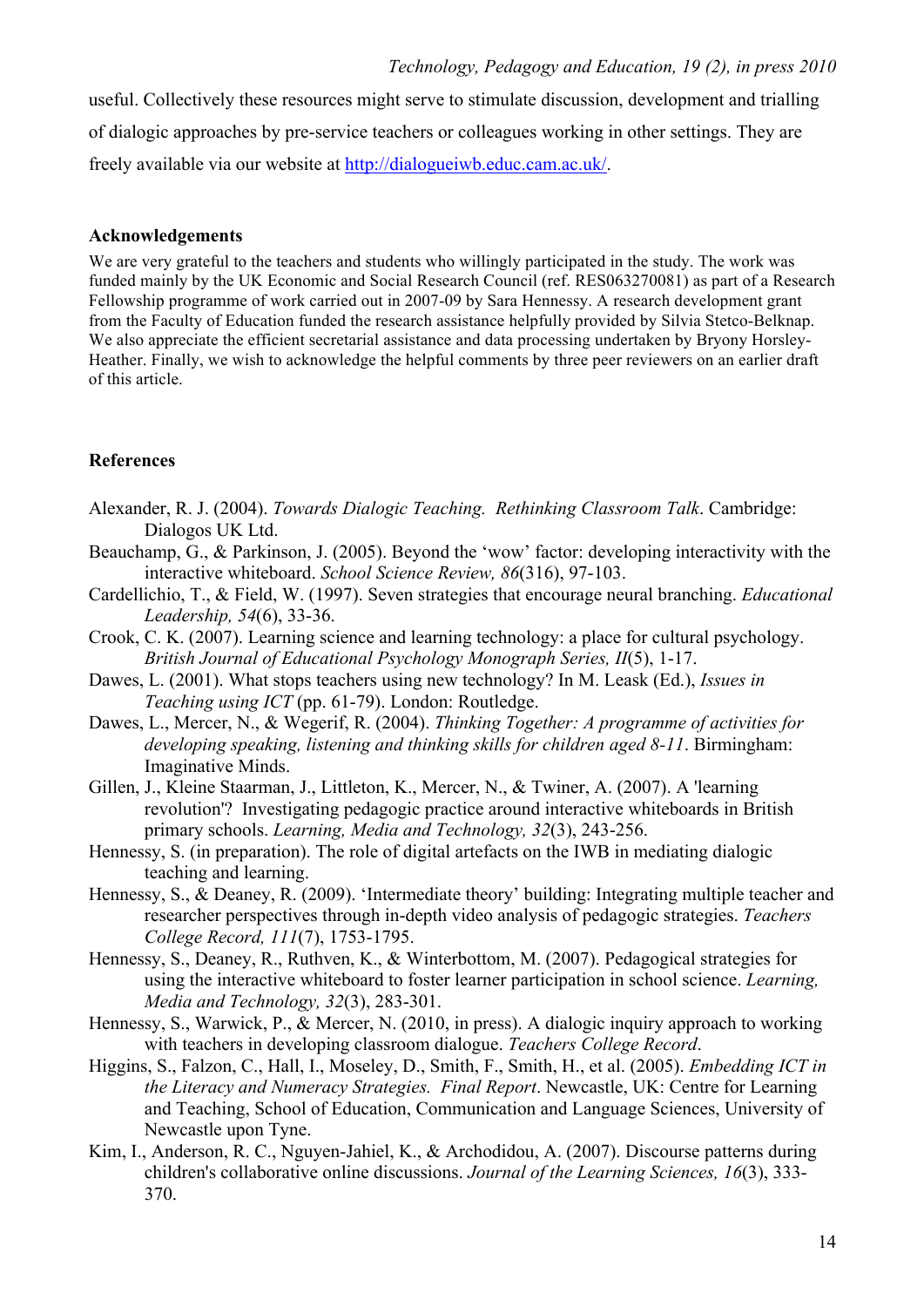useful. Collectively these resources might serve to stimulate discussion, development and trialling of dialogic approaches by pre-service teachers or colleagues working in other settings. They are freely available via our website at http://dialogueiwb.educ.cam.ac.uk/.

## Acknowledgements

We are very grateful to the teachers and students who willingly participated in the study. The work was funded mainly by the UK Economic and Social Research Council (ref. RES063270081) as part of a Research Fellowship programme of work carried out in 2007-09 by Sara Hennessy. A research development grant from the Faculty of Education funded the research assistance helpfully provided by Silvia Stetco-Belknap. We also appreciate the efficient secretarial assistance and data processing undertaken by Bryony Horsley-Heather. Finally, we wish to acknowledge the helpful comments by three peer reviewers on an earlier draft of this article.

## References

Alexander, R. J. (2004). *Towards Dialogic Teaching. Rethinking Classroom Talk*. Cambridge: Dialogos UK Ltd.

Beauchamp, G., & Parkinson, J. (2005). Beyond the 'wow' factor: developing interactivity with the interactive whiteboard. *School Science Review, 86*(316), 97-103.

Cardellichio, T., & Field, W. (1997). Seven strategies that encourage neural branching. *Educational Leadership, 54*(6), 33-36.

Crook, C. K. (2007). Learning science and learning technology: a place for cultural psychology. *British Journal of Educational Psychology Monograph Series, II*(5), 1-17.

Dawes, L. (2001). What stops teachers using new technology? In M. Leask (Ed.), *Issues in Teaching using ICT* (pp. 61-79). London: Routledge.

Dawes, L., Mercer, N., & Wegerif, R. (2004). *Thinking Together: A programme of activities for developing speaking, listening and thinking skills for children aged 8-11*. Birmingham: Imaginative Minds.

Gillen, J., Kleine Staarman, J., Littleton, K., Mercer, N., & Twiner, A. (2007). A 'learning revolution'? Investigating pedagogic practice around interactive whiteboards in British primary schools. *Learning, Media and Technology, 32*(3), 243-256.

Hennessy, S. (in preparation). The role of digital artefacts on the IWB in mediating dialogic teaching and learning.

Hennessy, S., & Deaney, R. (2009). 'Intermediate theory' building: Integrating multiple teacher and researcher perspectives through in-depth video analysis of pedagogic strategies. *Teachers College Record, 111*(7), 1753-1795.

Hennessy, S., Deaney, R., Ruthven, K., & Winterbottom, M. (2007). Pedagogical strategies for using the interactive whiteboard to foster learner participation in school science. *Learning, Media and Technology, 32*(3), 283-301.

Hennessy, S., Warwick, P., & Mercer, N. (2010, in press). A dialogic inquiry approach to working with teachers in developing classroom dialogue. *Teachers College Record*.

Higgins, S., Falzon, C., Hall, I., Moseley, D., Smith, F., Smith, H., et al. (2005). *Embedding ICT in the Literacy and Numeracy Strategies. Final Report*. Newcastle, UK: Centre for Learning and Teaching, School of Education, Communication and Language Sciences, University of Newcastle upon Tyne.

Kim, I., Anderson, R. C., Nguyen-Jahiel, K., & Archodidou, A. (2007). Discourse patterns during children's collaborative online discussions. *Journal of the Learning Sciences, 16*(3), 333-370.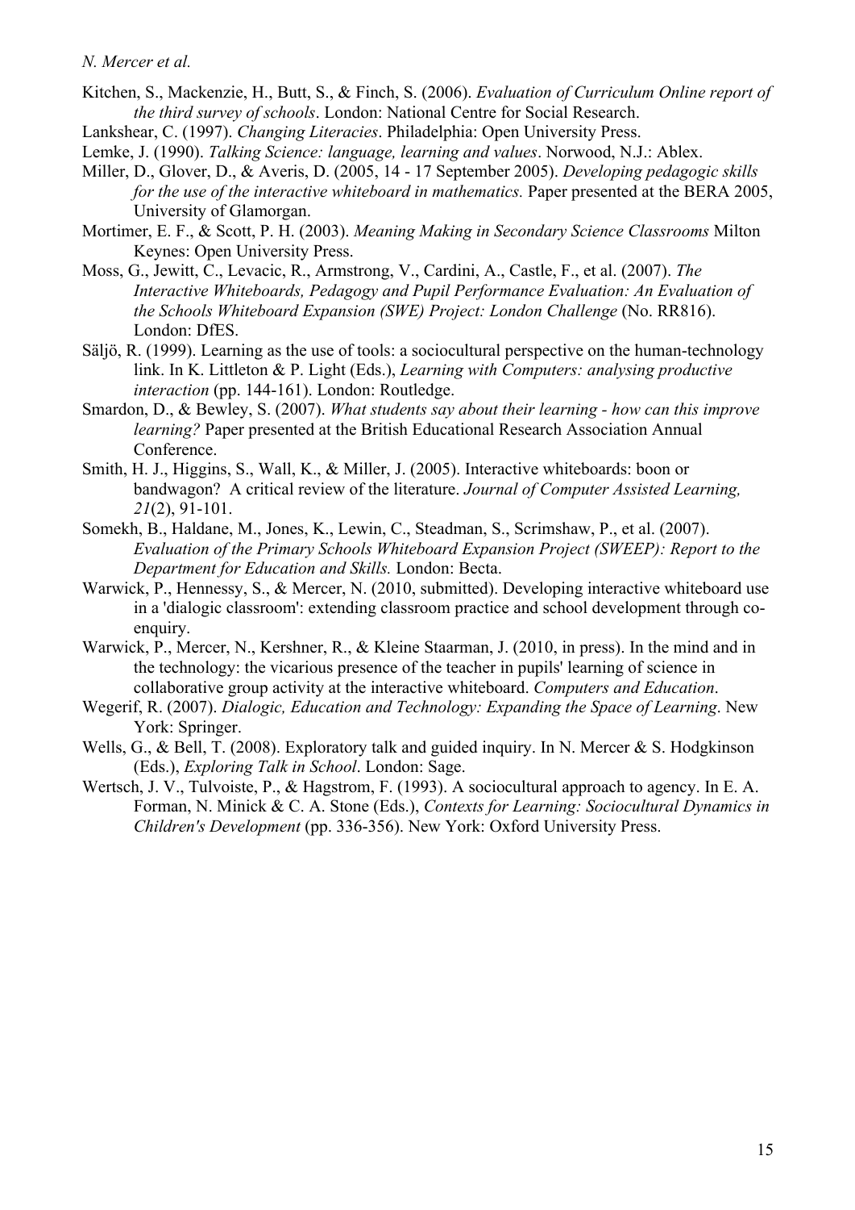Kitchen, S., Mackenzie, H., Butt, S., & Finch, S. (2006). *Evaluation of Curriculum Online report of the third survey of schools*. London: National Centre for Social Research.

Lankshear, C. (1997). *Changing Literacies*. Philadelphia: Open University Press.

Lemke, J. (1990). *Talking Science: language, learning and values*. Norwood, N.J.: Ablex.

Miller, D., Glover, D., & Averis, D. (2005, 14 - 17 September 2005). *Developing pedagogic skills for the use of the interactive whiteboard in mathematics.* Paper presented at the BERA 2005, University of Glamorgan.

Mortimer, E. F., & Scott, P. H. (2003). *Meaning Making in Secondary Science Classrooms* Milton Keynes: Open University Press.

Moss, G., Jewitt, C., Levacic, R., Armstrong, V., Cardini, A., Castle, F., et al. (2007). *The Interactive Whiteboards, Pedagogy and Pupil Performance Evaluation: An Evaluation of the Schools Whiteboard Expansion (SWE) Project: London Challenge* (No. RR816). London: DfES.

Säljö, R. (1999). Learning as the use of tools: a sociocultural perspective on the human-technology link. In K. Littleton & P. Light (Eds.), *Learning with Computers: analysing productive interaction* (pp. 144-161). London: Routledge.

Smardon, D., & Bewley, S. (2007). *What students say about their learning - how can this improve learning?* Paper presented at the British Educational Research Association Annual Conference.

Smith, H. J., Higgins, S., Wall, K., & Miller, J. (2005). Interactive whiteboards: boon or bandwagon? A critical review of the literature. *Journal of Computer Assisted Learning, 21*(2), 91-101.

Somekh, B., Haldane, M., Jones, K., Lewin, C., Steadman, S., Scrimshaw, P., et al. (2007). *Evaluation of the Primary Schools Whiteboard Expansion Project (SWEEP): Report to the Department for Education and Skills.* London: Becta.

Warwick, P., Hennessy, S., & Mercer, N. (2010, submitted). Developing interactive whiteboard use in a 'dialogic classroom': extending classroom practice and school development through co-enquiry.

Warwick, P., Mercer, N., Kershner, R., & Kleine Staarman, J. (2010, in press). In the mind and in the technology: the vicarious presence of the teacher in pupils' learning of science in collaborative group activity at the interactive whiteboard. *Computers and Education*.

Wegerif, R. (2007). *Dialogic, Education and Technology: Expanding the Space of Learning*. New York: Springer.

Wells, G., & Bell, T. (2008). Exploratory talk and guided inquiry. In N. Mercer & S. Hodgkinson (Eds.), *Exploring Talk in School*. London: Sage.

Wertsch, J. V., Tulvoiste, P., & Hagstrom, F. (1993). A sociocultural approach to agency. In E. A. Forman, N. Minick & C. A. Stone (Eds.), *Contexts for Learning: Sociocultural Dynamics in Children's Development* (pp. 336-356). New York: Oxford University Press.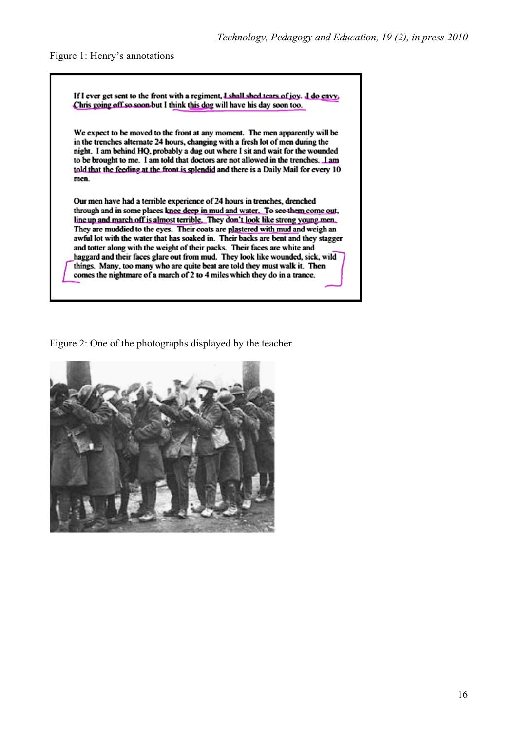Figure 1: Henry's annotations

If I ever get sent to the front with a regiment, I shall shed tears of joy. I do envy Chris going off so soon but I think this dog will have his day soon too.

We expect to be moved to the front at any moment. The men apparently will be in the trenches alternate 24 hours, changing with a fresh lot of men during the night. I am behind HQ, probably a dug out where I sit and wait for the wounded to be brought to me. I am told that doctors are not allowed in the trenches. I am told that the feeding at the front is splendid and there is a Daily Mail for every 10 men.

Our men have had a terrible experience of 24 hours in trenches, drenched through and in some places knee deep in mud and water. To see them come out, line up and march off is almost terrible. They don't look like strong young men. They are muddied to the eyes. Their coats are plastered with mud and weigh an awful lot with the water that has soaked in. Their backs are bent and they stagger and totter along with the weight of their packs. Their faces are white and haggard and their faces glare out from mud. They look like wounded, sick, wild things. Many, too many who are quite beat are told they must walk it. Then comes the nightmare of a march of 2 to 4 miles which they do in a trance.

Figure 2: One of the photographs displayed by the teacher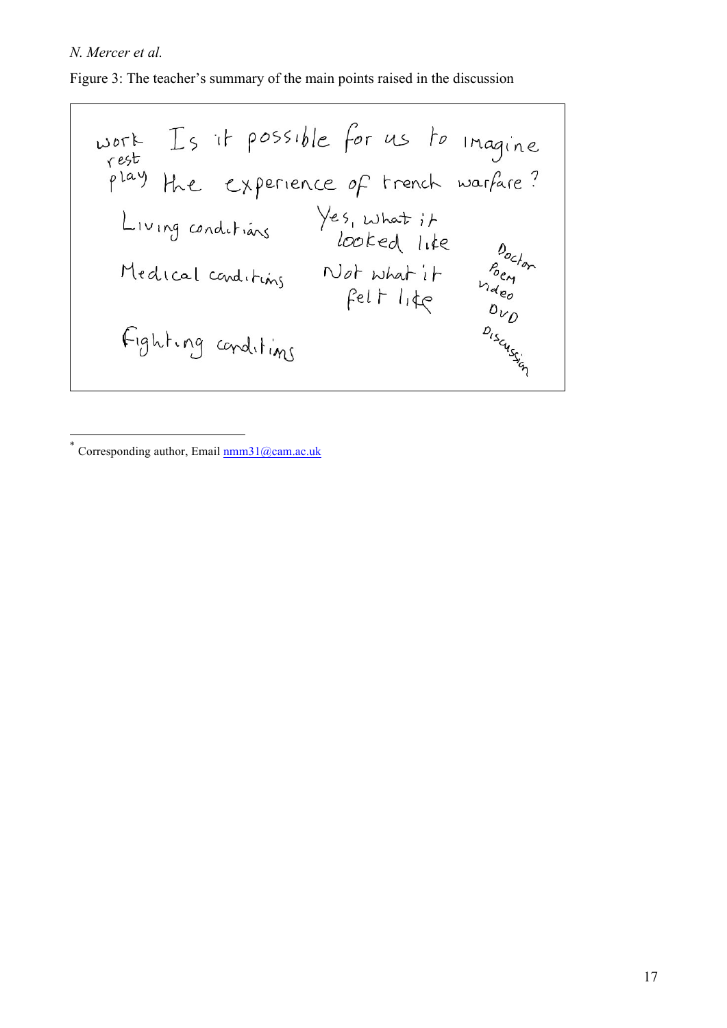Figure 3: The teacher's summary of the main points raised in the discussion

work
rest
play

Is it possible for us to imagine the experience of trench warfare?

Living conditions

Medical conditions

Fighting conditions

Yes, what it looked like

Not what it felt like

Doctor
Poem
Video
DVD
Discussion

* Corresponding author, Email nmm31@cam.ac.uk